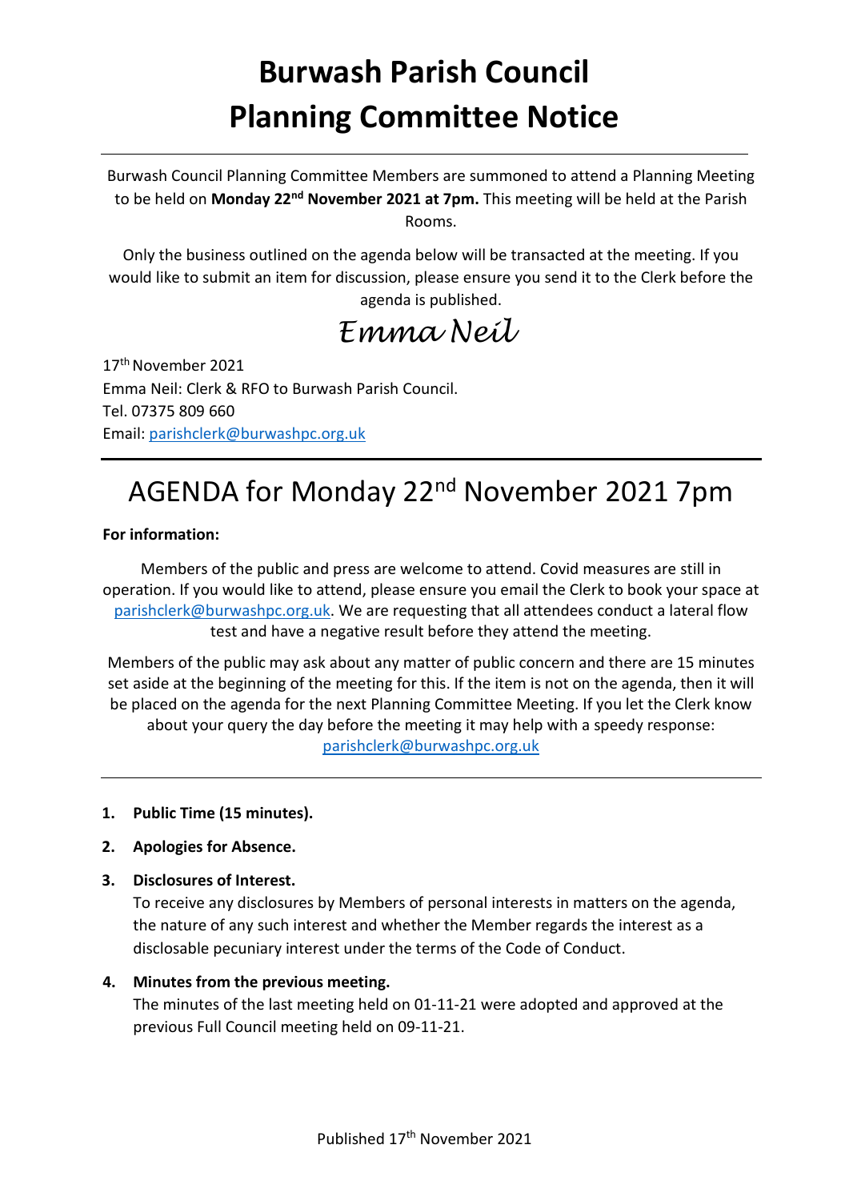# Burwash Parish Council
# Planning Committee Notice

---

Burwash Council Planning Committee Members are summoned to attend a Planning Meeting to be held on **Monday 22nd November 2021 at 7pm.** This meeting will be held at the Parish Rooms.

Only the business outlined on the agenda below will be transacted at the meeting. If you would like to submit an item for discussion, please ensure you send it to the Clerk before the agenda is published.

*Emma Neil*

17th November 2021
Emma Neil: Clerk & RFO to Burwash Parish Council.
Tel. 07375 809 660
Email: parishclerk@burwashpc.org.uk

---

## AGENDA for Monday 22nd November 2021 7pm

**For information:**

Members of the public and press are welcome to attend. Covid measures are still in operation. If you would like to attend, please ensure you email the Clerk to book your space at parishclerk@burwashpc.org.uk. We are requesting that all attendees conduct a lateral flow test and have a negative result before they attend the meeting.

Members of the public may ask about any matter of public concern and there are 15 minutes set aside at the beginning of the meeting for this. If the item is not on the agenda, then it will be placed on the agenda for the next Planning Committee Meeting. If you let the Clerk know about your query the day before the meeting it may help with a speedy response: parishclerk@burwashpc.org.uk

---

1. **Public Time (15 minutes).**
2. **Apologies for Absence.**
3. **Disclosures of Interest.**
   To receive any disclosures by Members of personal interests in matters on the agenda, the nature of any such interest and whether the Member regards the interest as a disclosable pecuniary interest under the terms of the Code of Conduct.
4. **Minutes from the previous meeting.**
   The minutes of the last meeting held on 01-11-21 were adopted and approved at the previous Full Council meeting held on 09-11-21.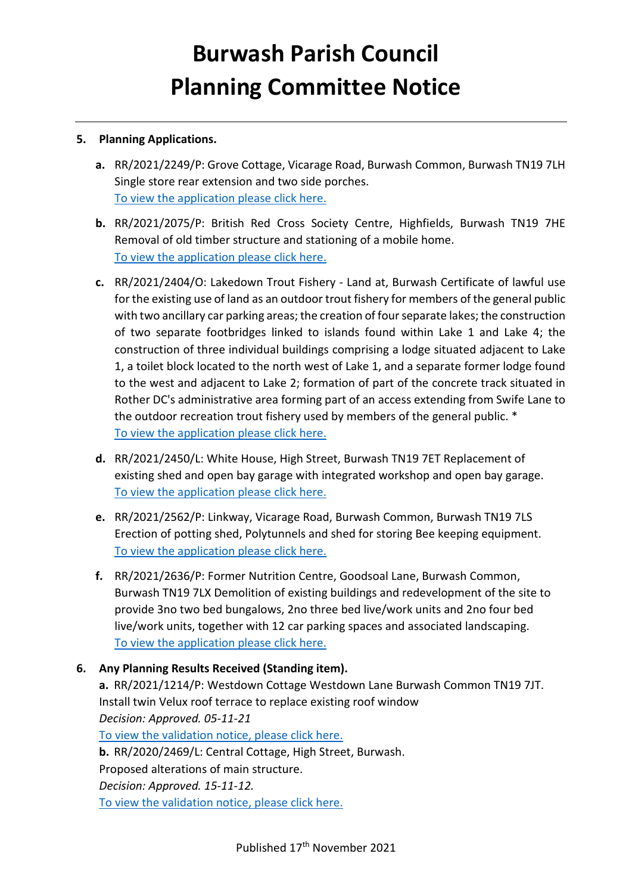# Burwash Parish Council
# Planning Committee Notice

**5. Planning Applications.**

**a.** RR/2021/2249/P: Grove Cottage, Vicarage Road, Burwash Common, Burwash TN19 7LH Single store rear extension and two side porches.
To view the application please click here.

**b.** RR/2021/2075/P: British Red Cross Society Centre, Highfields, Burwash TN19 7HE Removal of old timber structure and stationing of a mobile home.
To view the application please click here.

**c.** RR/2021/2404/O: Lakedown Trout Fishery - Land at, Burwash Certificate of lawful use for the existing use of land as an outdoor trout fishery for members of the general public with two ancillary car parking areas; the creation of four separate lakes; the construction of two separate footbridges linked to islands found within Lake 1 and Lake 4; the construction of three individual buildings comprising a lodge situated adjacent to Lake 1, a toilet block located to the north west of Lake 1, and a separate former lodge found to the west and adjacent to Lake 2; formation of part of the concrete track situated in Rother DC's administrative area forming part of an access extending from Swife Lane to the outdoor recreation trout fishery used by members of the general public. *
To view the application please click here.

**d.** RR/2021/2450/L: White House, High Street, Burwash TN19 7ET Replacement of existing shed and open bay garage with integrated workshop and open bay garage.
To view the application please click here.

**e.** RR/2021/2562/P: Linkway, Vicarage Road, Burwash Common, Burwash TN19 7LS Erection of potting shed, Polytunnels and shed for storing Bee keeping equipment.
To view the application please click here.

**f.** RR/2021/2636/P: Former Nutrition Centre, Goodsoal Lane, Burwash Common, Burwash TN19 7LX Demolition of existing buildings and redevelopment of the site to provide 3no two bed bungalows, 2no three bed live/work units and 2no four bed live/work units, together with 12 car parking spaces and associated landscaping.
To view the application please click here.

**6. Any Planning Results Received (Standing item).**

**a.** RR/2021/1214/P: Westdown Cottage Westdown Lane Burwash Common TN19 7JT. Install twin Velux roof terrace to replace existing roof window
*Decision: Approved. 05-11-21*
To view the validation notice, please click here.

**b.** RR/2020/2469/L: Central Cottage, High Street, Burwash.
Proposed alterations of main structure.
*Decision: Approved. 15-11-12.*
To view the validation notice, please click here.

Published 17th November 2021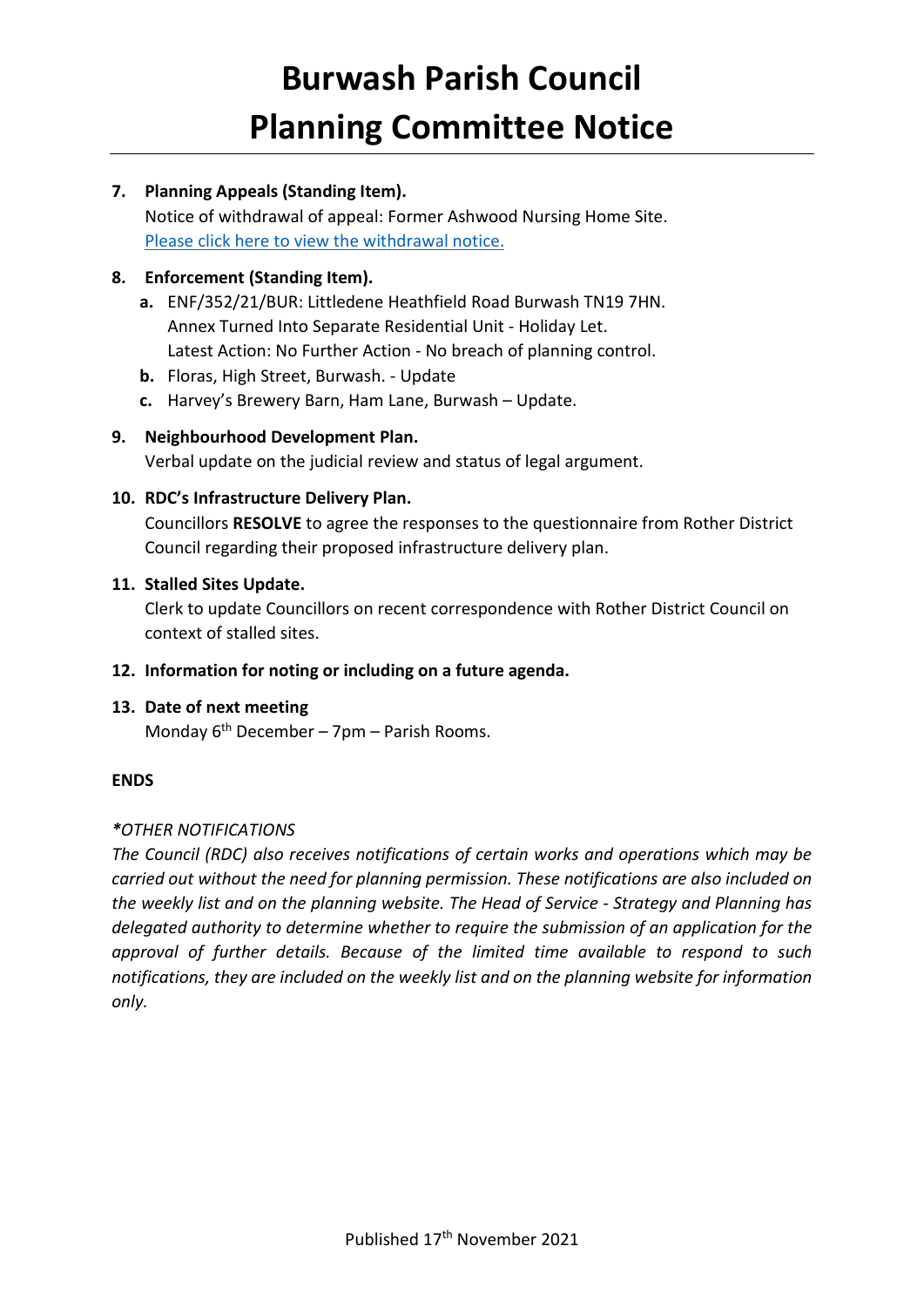# Burwash Parish Council
# Planning Committee Notice

7. **Planning Appeals (Standing Item).**
   Notice of withdrawal of appeal: Former Ashwood Nursing Home Site.
   [Please click here to view the withdrawal notice.]

8. **Enforcement (Standing Item).**
   a. ENF/352/21/BUR: Littledene Heathfield Road Burwash TN19 7HN.
      Annex Turned Into Separate Residential Unit - Holiday Let.
      Latest Action: No Further Action - No breach of planning control.
   b. Floras, High Street, Burwash. - Update
   c. Harvey's Brewery Barn, Ham Lane, Burwash – Update.

9. **Neighbourhood Development Plan.**
   Verbal update on the judicial review and status of legal argument.

10. **RDC's Infrastructure Delivery Plan.**
    Councillors **RESOLVE** to agree the responses to the questionnaire from Rother District Council regarding their proposed infrastructure delivery plan.

11. **Stalled Sites Update.**
    Clerk to update Councillors on recent correspondence with Rother District Council on context of stalled sites.

12. **Information for noting or including on a future agenda.**

13. **Date of next meeting**
    Monday 6th December – 7pm – Parish Rooms.

**ENDS**

***OTHER NOTIFICATIONS***
*The Council (RDC) also receives notifications of certain works and operations which may be carried out without the need for planning permission. These notifications are also included on the weekly list and on the planning website. The Head of Service - Strategy and Planning has delegated authority to determine whether to require the submission of an application for the approval of further details. Because of the limited time available to respond to such notifications, they are included on the weekly list and on the planning website for information only.*

Published 17th November 2021